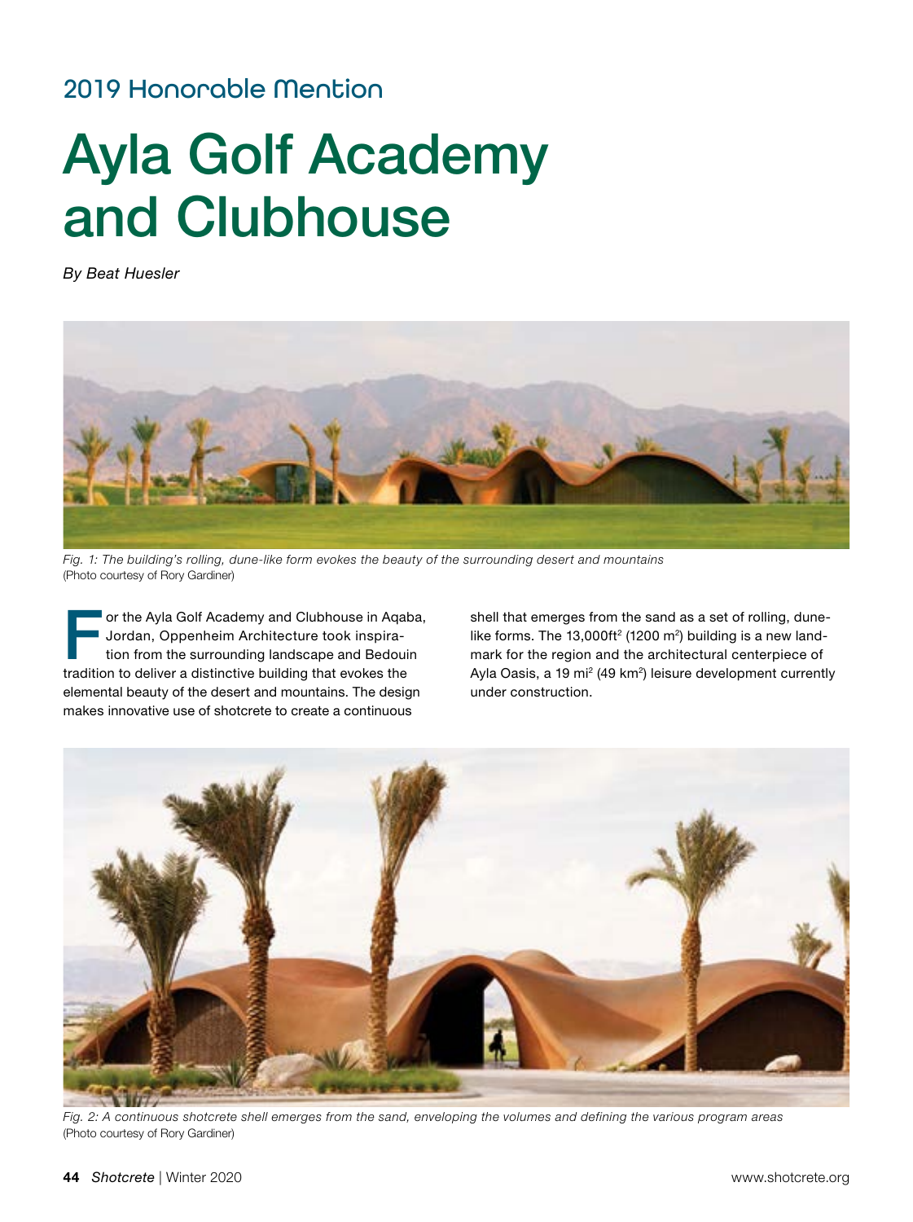## 2019 Honorable Mention

# Ayla Golf Academy and Clubhouse

*By Beat Huesler*

*Fig. 1: The building's rolling, dune-like form evokes the beauty of the surrounding desert and mountains* (Photo courtesy of Rory Gardiner)

For the Ayla Golf Academy and Clubhouse in Aqaba, Jordan, Oppenheim Architecture took inspiration from the surrounding landscape and Bedouin tradition to deliver a distinctive building that evokes the elemental beauty of the desert and mountains. The design makes innovative use of shotcrete to create a continuous shell that emerges from the sand as a set of rolling, dune-like forms. The 13,000ft$^2$ (1200 m$^2$) building is a new landmark for the region and the architectural centerpiece of Ayla Oasis, a 19 mi$^2$ (49 km$^2$) leisure development currently under construction.

*Fig. 2: A continuous shotcrete shell emerges from the sand, enveloping the volumes and defining the various program areas* (Photo courtesy of Rory Gardiner)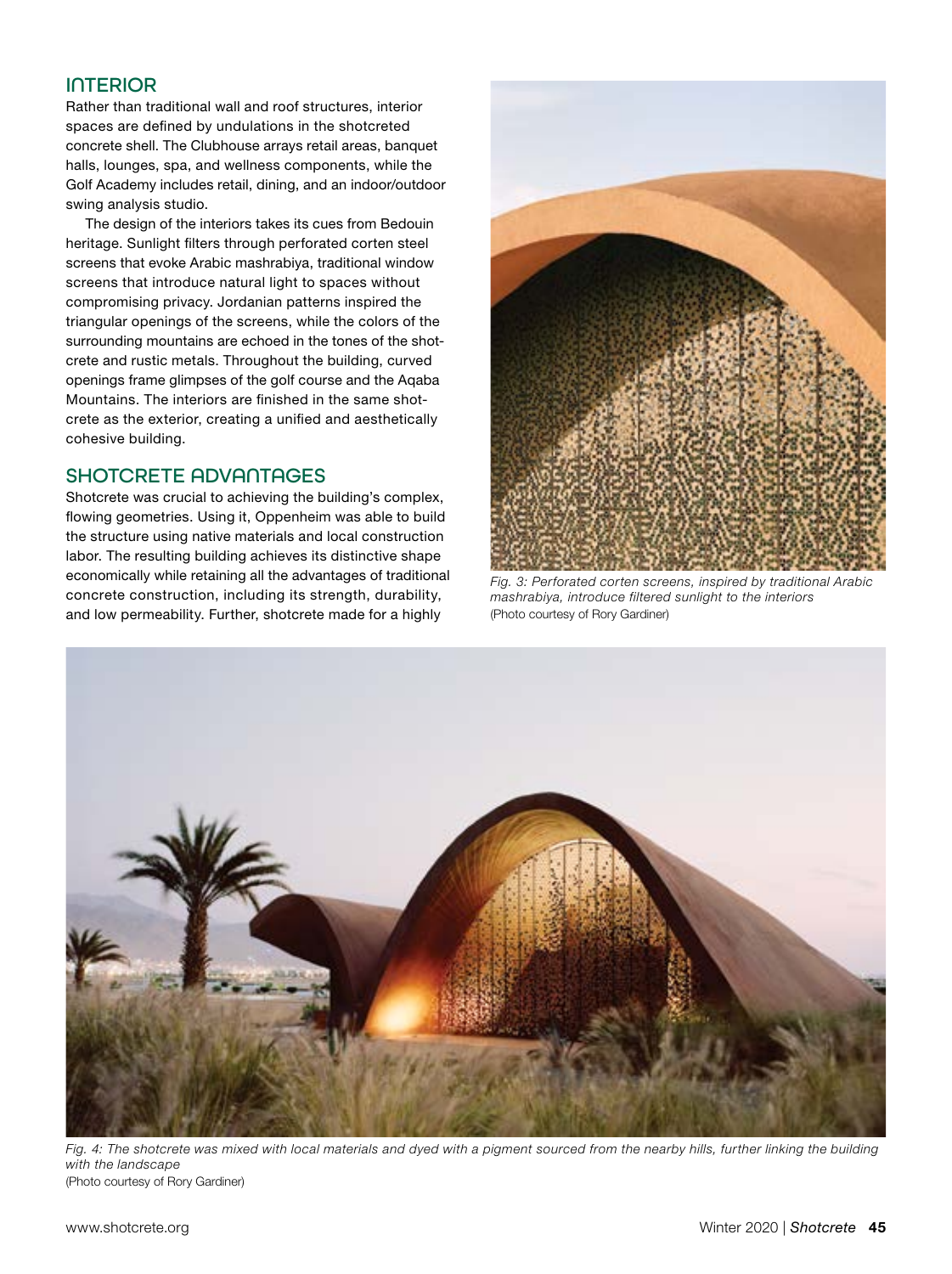## INTERIOR

Rather than traditional wall and roof structures, interior spaces are defined by undulations in the shotcreted concrete shell. The Clubhouse arrays retail areas, banquet halls, lounges, spa, and wellness components, while the Golf Academy includes retail, dining, and an indoor/outdoor swing analysis studio.

The design of the interiors takes its cues from Bedouin heritage. Sunlight filters through perforated corten steel screens that evoke Arabic mashrabiya, traditional window screens that introduce natural light to spaces without compromising privacy. Jordanian patterns inspired the triangular openings of the screens, while the colors of the surrounding mountains are echoed in the tones of the shotcrete and rustic metals. Throughout the building, curved openings frame glimpses of the golf course and the Aqaba Mountains. The interiors are finished in the same shotcrete as the exterior, creating a unified and aesthetically cohesive building.

## SHOTCRETE ADVANTAGES

Shotcrete was crucial to achieving the building's complex, flowing geometries. Using it, Oppenheim was able to build the structure using native materials and local construction labor. The resulting building achieves its distinctive shape economically while retaining all the advantages of traditional concrete construction, including its strength, durability, and low permeability. Further, shotcrete made for a highly

*Fig. 3: Perforated corten screens, inspired by traditional Arabic mashrabiya, introduce filtered sunlight to the interiors*
(Photo courtesy of Rory Gardiner)

*Fig. 4: The shotcrete was mixed with local materials and dyed with a pigment sourced from the nearby hills, further linking the building with the landscape*
(Photo courtesy of Rory Gardiner)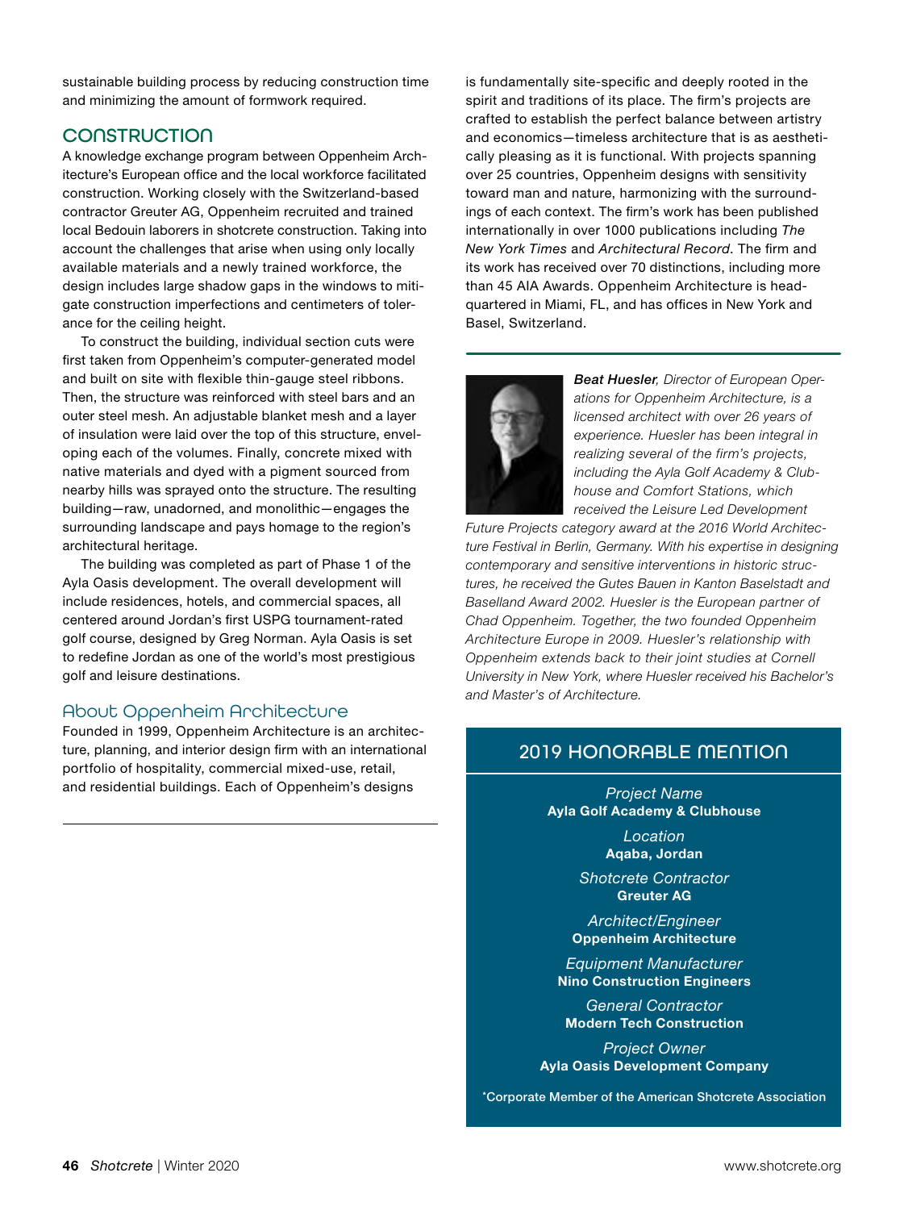sustainable building process by reducing construction time and minimizing the amount of formwork required.

## Construction

A knowledge exchange program between Oppenheim Architecture's European office and the local workforce facilitated construction. Working closely with the Switzerland-based contractor Greuter AG, Oppenheim recruited and trained local Bedouin laborers in shotcrete construction. Taking into account the challenges that arise when using only locally available materials and a newly trained workforce, the design includes large shadow gaps in the windows to mitigate construction imperfections and centimeters of tolerance for the ceiling height.

To construct the building, individual section cuts were first taken from Oppenheim's computer-generated model and built on site with flexible thin-gauge steel ribbons. Then, the structure was reinforced with steel bars and an outer steel mesh. An adjustable blanket mesh and a layer of insulation were laid over the top of this structure, enveloping each of the volumes. Finally, concrete mixed with native materials and dyed with a pigment sourced from nearby hills was sprayed onto the structure. The resulting building—raw, unadorned, and monolithic—engages the surrounding landscape and pays homage to the region's architectural heritage.

The building was completed as part of Phase 1 of the Ayla Oasis development. The overall development will include residences, hotels, and commercial spaces, all centered around Jordan's first USPG tournament-rated golf course, designed by Greg Norman. Ayla Oasis is set to redefine Jordan as one of the world's most prestigious golf and leisure destinations.

### About Oppenheim Architecture

Founded in 1999, Oppenheim Architecture is an architecture, planning, and interior design firm with an international portfolio of hospitality, commercial mixed-use, retail, and residential buildings. Each of Oppenheim's designs is fundamentally site-specific and deeply rooted in the spirit and traditions of its place. The firm's projects are crafted to establish the perfect balance between artistry and economics—timeless architecture that is as aesthetically pleasing as it is functional. With projects spanning over 25 countries, Oppenheim designs with sensitivity toward man and nature, harmonizing with the surroundings of each context. The firm's work has been published internationally in over 1000 publications including *The New York Times* and *Architectural Record*. The firm and its work has received over 70 distinctions, including more than 45 AIA Awards. Oppenheim Architecture is headquartered in Miami, FL, and has offices in New York and Basel, Switzerland.

---

***Beat Huesler****, Director of European Operations for Oppenheim Architecture, is a licensed architect with over 26 years of experience. Huesler has been integral in realizing several of the firm's projects, including the Ayla Golf Academy & Clubhouse and Comfort Stations, which received the Leisure Led Development Future Projects category award at the 2016 World Architecture Festival in Berlin, Germany. With his expertise in designing contemporary and sensitive interventions in historic structures, he received the Gutes Bauen in Kanton Baselstadt and Baselland Award 2002. Huesler is the European partner of Chad Oppenheim. Together, the two founded Oppenheim Architecture Europe in 2009. Huesler's relationship with Oppenheim extends back to their joint studies at Cornell University in New York, where Huesler received his Bachelor's and Master's of Architecture.*

## 2019 Honorable Mention

*Project Name*
**Ayla Golf Academy & Clubhouse**

*Location*
**Aqaba, Jordan**

*Shotcrete Contractor*
**Greuter AG**

*Architect/Engineer*
**Oppenheim Architecture**

*Equipment Manufacturer*
**Nino Construction Engineers**

*General Contractor*
**Modern Tech Construction**

*Project Owner*
**Ayla Oasis Development Company**

*Corporate Member of the American Shotcrete Association